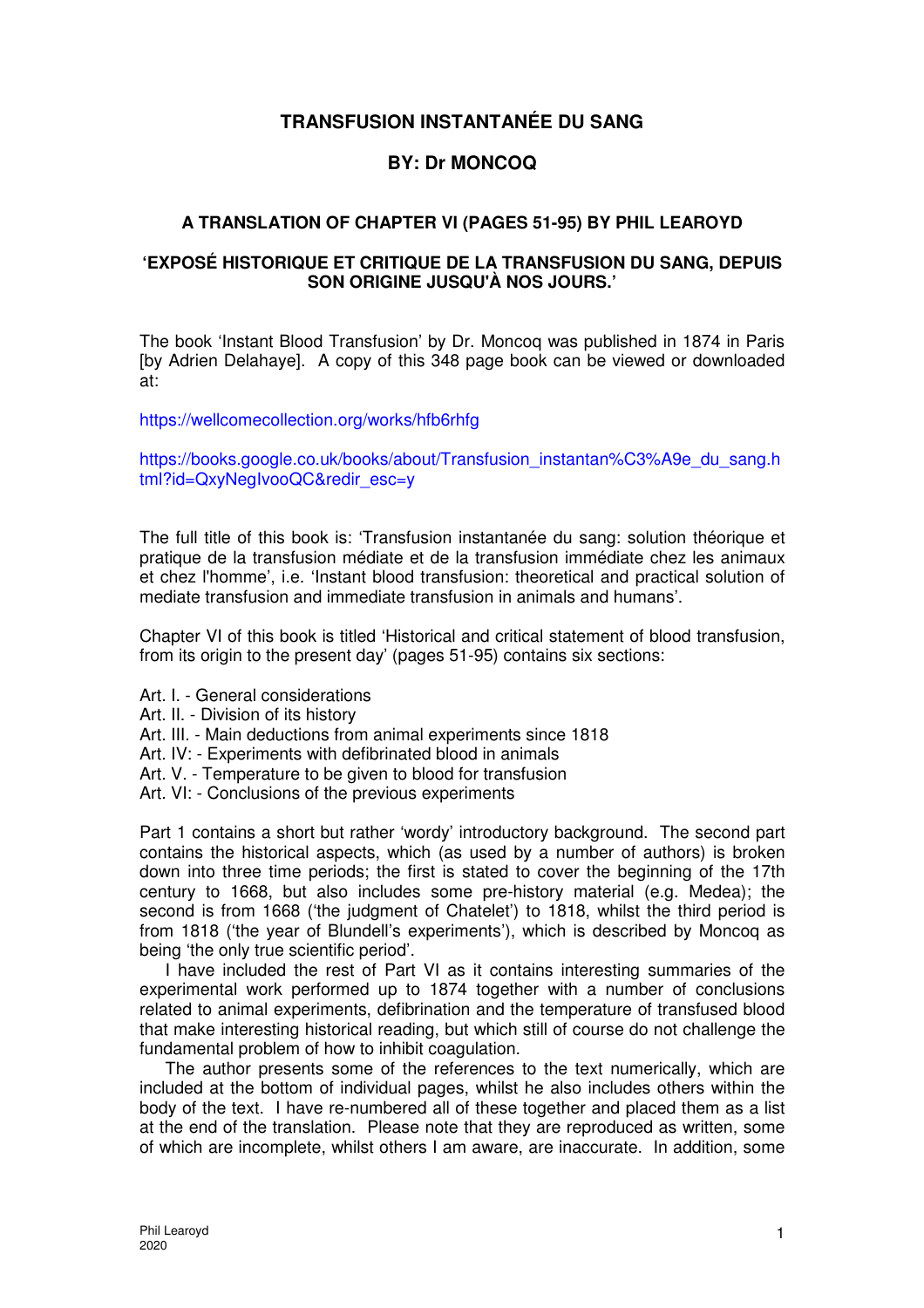# TRANSFUSION INSTANTANÉE DU SANG

## BY: Dr MONCOQ

### A TRANSLATION OF CHAPTER VI (PAGES 51-95) BY PHIL LEAROYD

### 'EXPOSÉ HISTORIQUE ET CRITIQUE DE LA TRANSFUSION DU SANG, DEPUIS SON ORIGINE JUSQU'À NOS JOURS.'

The book 'Instant Blood Transfusion' by Dr. Moncoq was published in 1874 in Paris [by Adrien Delahaye]. A copy of this 348 page book can be viewed or downloaded at:

https://wellcomecollection.org/works/hfb6rhfg

https://books.google.co.uk/books/about/Transfusion_instantan%C3%A9e_du_sang.html?id=QxyNegIvooQC&redir_esc=y

The full title of this book is: 'Transfusion instantanée du sang: solution théorique et pratique de la transfusion médiate et de la transfusion immédiate chez les animaux et chez l'homme', i.e. 'Instant blood transfusion: theoretical and practical solution of mediate transfusion and immediate transfusion in animals and humans'.

Chapter VI of this book is titled 'Historical and critical statement of blood transfusion, from its origin to the present day' (pages 51-95) contains six sections:

- Art. I. - General considerations
- Art. II. - Division of its history
- Art. III. - Main deductions from animal experiments since 1818
- Art. IV: - Experiments with defibrinated blood in animals
- Art. V. - Temperature to be given to blood for transfusion
- Art. VI: - Conclusions of the previous experiments

Part 1 contains a short but rather 'wordy' introductory background. The second part contains the historical aspects, which (as used by a number of authors) is broken down into three time periods; the first is stated to cover the beginning of the 17th century to 1668, but also includes some pre-history material (e.g. Medea); the second is from 1668 ('the judgment of Chatelet') to 1818, whilst the third period is from 1818 ('the year of Blundell's experiments'), which is described by Moncoq as being 'the only true scientific period'.

I have included the rest of Part VI as it contains interesting summaries of the experimental work performed up to 1874 together with a number of conclusions related to animal experiments, defibrination and the temperature of transfused blood that make interesting historical reading, but which still of course do not challenge the fundamental problem of how to inhibit coagulation.

The author presents some of the references to the text numerically, which are included at the bottom of individual pages, whilst he also includes others within the body of the text. I have re-numbered all of these together and placed them as a list at the end of the translation. Please note that they are reproduced as written, some of which are incomplete, whilst others I am aware, are inaccurate. In addition, some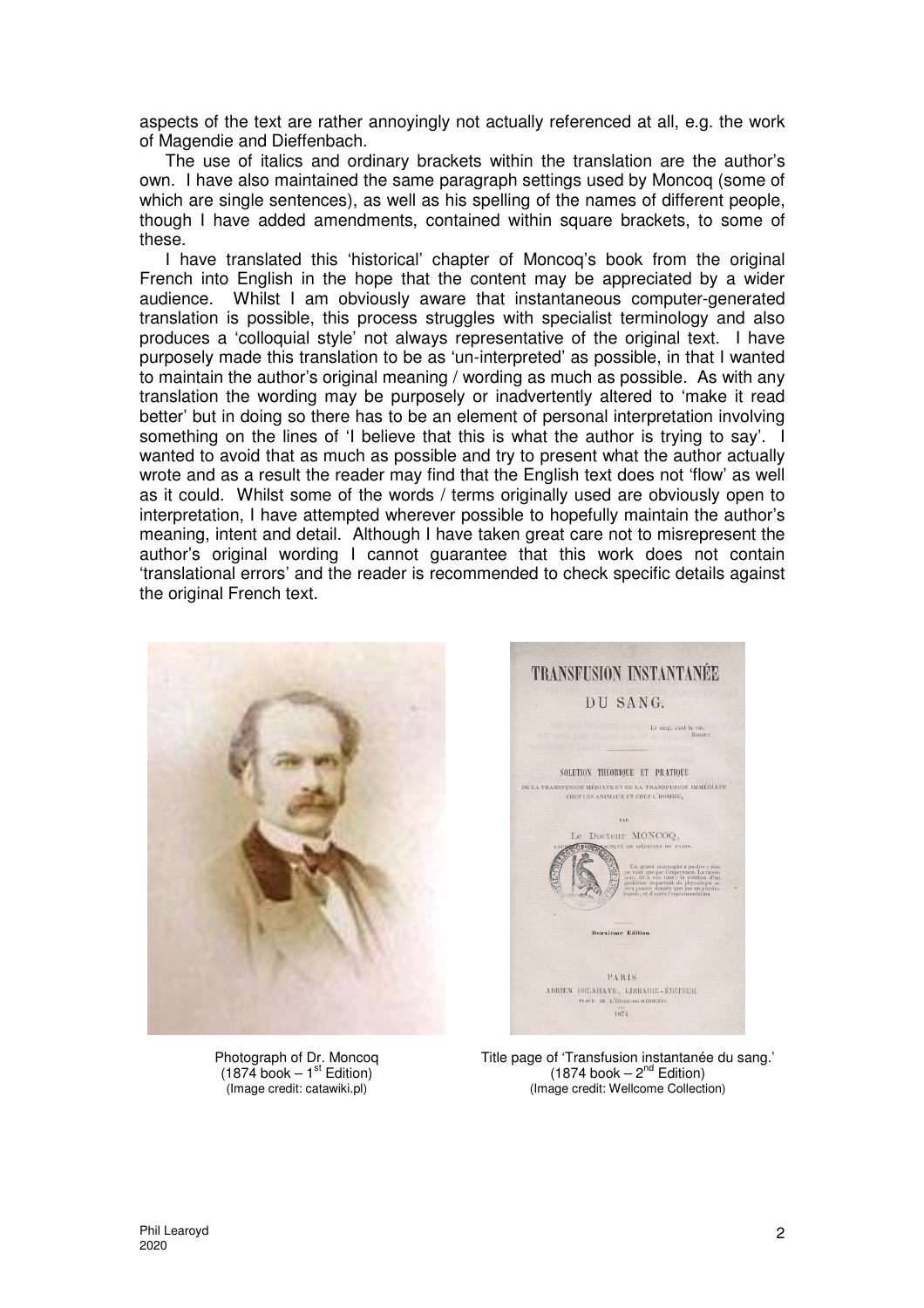aspects of the text are rather annoyingly not actually referenced at all, e.g. the work of Magendie and Dieffenbach.

The use of italics and ordinary brackets within the translation are the author's own. I have also maintained the same paragraph settings used by Moncoq (some of which are single sentences), as well as his spelling of the names of different people, though I have added amendments, contained within square brackets, to some of these.

I have translated this 'historical' chapter of Moncoq's book from the original French into English in the hope that the content may be appreciated by a wider audience. Whilst I am obviously aware that instantaneous computer-generated translation is possible, this process struggles with specialist terminology and also produces a 'colloquial style' not always representative of the original text. I have purposely made this translation to be as 'un-interpreted' as possible, in that I wanted to maintain the author's original meaning / wording as much as possible. As with any translation the wording may be purposely or inadvertently altered to 'make it read better' but in doing so there has to be an element of personal interpretation involving something on the lines of 'I believe that this is what the author is trying to say'. I wanted to avoid that as much as possible and try to present what the author actually wrote and as a result the reader may find that the English text does not 'flow' as well as it could. Whilst some of the words / terms originally used are obviously open to interpretation, I have attempted wherever possible to hopefully maintain the author's meaning, intent and detail. Although I have taken great care not to misrepresent the author's original wording I cannot guarantee that this work does not contain 'translational errors' and the reader is recommended to check specific details against the original French text.

Photograph of Dr. Moncoq
(1874 book – 1st Edition)
(Image credit: catawiki.pl)

Title page of 'Transfusion instantanée du sang.'
(1874 book – 2nd Edition)
(Image credit: Wellcome Collection)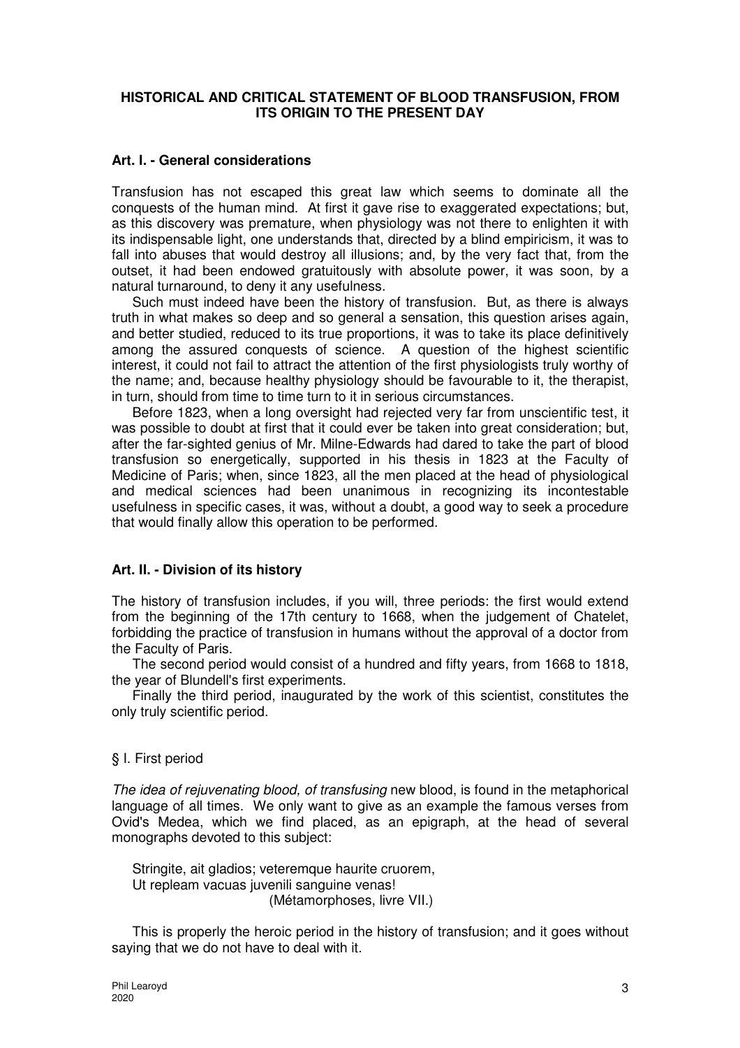# HISTORICAL AND CRITICAL STATEMENT OF BLOOD TRANSFUSION, FROM ITS ORIGIN TO THE PRESENT DAY

## Art. I. - General considerations

Transfusion has not escaped this great law which seems to dominate all the conquests of the human mind. At first it gave rise to exaggerated expectations; but, as this discovery was premature, when physiology was not there to enlighten it with its indispensable light, one understands that, directed by a blind empiricism, it was to fall into abuses that would destroy all illusions; and, by the very fact that, from the outset, it had been endowed gratuitously with absolute power, it was soon, by a natural turnaround, to deny it any usefulness.

Such must indeed have been the history of transfusion. But, as there is always truth in what makes so deep and so general a sensation, this question arises again, and better studied, reduced to its true proportions, it was to take its place definitively among the assured conquests of science. A question of the highest scientific interest, it could not fail to attract the attention of the first physiologists truly worthy of the name; and, because healthy physiology should be favourable to it, the therapist, in turn, should from time to time turn to it in serious circumstances.

Before 1823, when a long oversight had rejected very far from unscientific test, it was possible to doubt at first that it could ever be taken into great consideration; but, after the far-sighted genius of Mr. Milne-Edwards had dared to take the part of blood transfusion so energetically, supported in his thesis in 1823 at the Faculty of Medicine of Paris; when, since 1823, all the men placed at the head of physiological and medical sciences had been unanimous in recognizing its incontestable usefulness in specific cases, it was, without a doubt, a good way to seek a procedure that would finally allow this operation to be performed.

## Art. II. - Division of its history

The history of transfusion includes, if you will, three periods: the first would extend from the beginning of the 17th century to 1668, when the judgement of Chatelet, forbidding the practice of transfusion in humans without the approval of a doctor from the Faculty of Paris.

The second period would consist of a hundred and fifty years, from 1668 to 1818, the year of Blundell's first experiments.

Finally the third period, inaugurated by the work of this scientist, constitutes the only truly scientific period.

### § I. First period

*The idea of rejuvenating blood, of transfusing* new blood, is found in the metaphorical language of all times. We only want to give as an example the famous verses from Ovid's Medea, which we find placed, as an epigraph, at the head of several monographs devoted to this subject:

> Stringite, ait gladios; veteremque haurite cruorem,
> Ut repleam vacuas juvenili sanguine venas!
> (Métamorphoses, livre VII.)

This is properly the heroic period in the history of transfusion; and it goes without saying that we do not have to deal with it.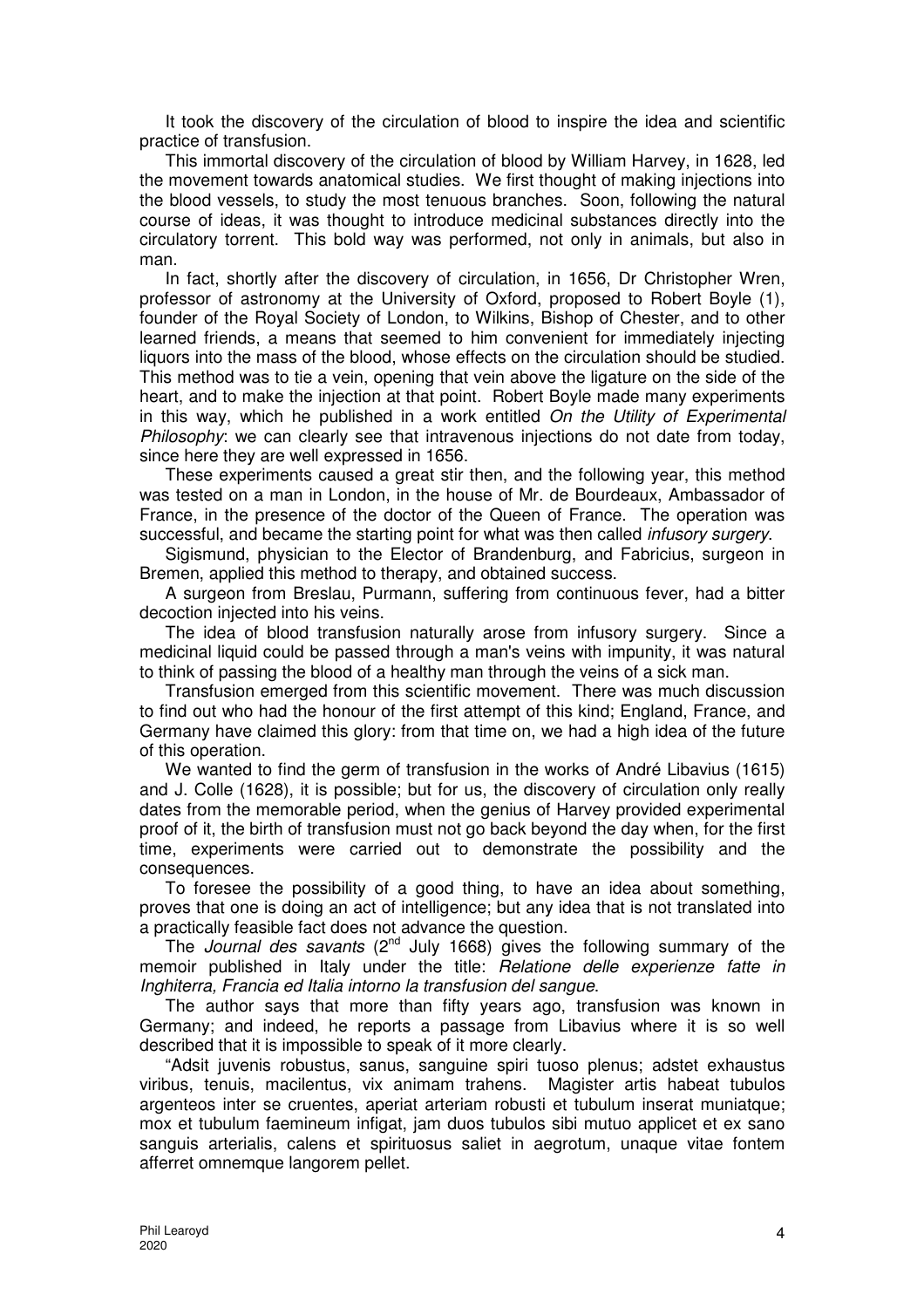It took the discovery of the circulation of blood to inspire the idea and scientific practice of transfusion.

This immortal discovery of the circulation of blood by William Harvey, in 1628, led the movement towards anatomical studies. We first thought of making injections into the blood vessels, to study the most tenuous branches. Soon, following the natural course of ideas, it was thought to introduce medicinal substances directly into the circulatory torrent. This bold way was performed, not only in animals, but also in man.

In fact, shortly after the discovery of circulation, in 1656, Dr Christopher Wren, professor of astronomy at the University of Oxford, proposed to Robert Boyle (1), founder of the Royal Society of London, to Wilkins, Bishop of Chester, and to other learned friends, a means that seemed to him convenient for immediately injecting liquors into the mass of the blood, whose effects on the circulation should be studied. This method was to tie a vein, opening that vein above the ligature on the side of the heart, and to make the injection at that point. Robert Boyle made many experiments in this way, which he published in a work entitled *On the Utility of Experimental Philosophy*: we can clearly see that intravenous injections do not date from today, since here they are well expressed in 1656.

These experiments caused a great stir then, and the following year, this method was tested on a man in London, in the house of Mr. de Bourdeaux, Ambassador of France, in the presence of the doctor of the Queen of France. The operation was successful, and became the starting point for what was then called *infusory surgery*.

Sigismund, physician to the Elector of Brandenburg, and Fabricius, surgeon in Bremen, applied this method to therapy, and obtained success.

A surgeon from Breslau, Purmann, suffering from continuous fever, had a bitter decoction injected into his veins.

The idea of blood transfusion naturally arose from infusory surgery. Since a medicinal liquid could be passed through a man's veins with impunity, it was natural to think of passing the blood of a healthy man through the veins of a sick man.

Transfusion emerged from this scientific movement. There was much discussion to find out who had the honour of the first attempt of this kind; England, France, and Germany have claimed this glory: from that time on, we had a high idea of the future of this operation.

We wanted to find the germ of transfusion in the works of André Libavius (1615) and J. Colle (1628), it is possible; but for us, the discovery of circulation only really dates from the memorable period, when the genius of Harvey provided experimental proof of it, the birth of transfusion must not go back beyond the day when, for the first time, experiments were carried out to demonstrate the possibility and the consequences.

To foresee the possibility of a good thing, to have an idea about something, proves that one is doing an act of intelligence; but any idea that is not translated into a practically feasible fact does not advance the question.

The *Journal des savants* (2nd July 1668) gives the following summary of the memoir published in Italy under the title: *Relatione delle experienze fatte in Inghiterra, Francia ed Italia intorno la transfusion del sangue*.

The author says that more than fifty years ago, transfusion was known in Germany; and indeed, he reports a passage from Libavius where it is so well described that it is impossible to speak of it more clearly.

"Adsit juvenis robustus, sanus, sanguine spiri tuoso plenus; adstet exhaustus viribus, tenuis, macilentus, vix animam trahens. Magister artis habeat tubulos argenteos inter se cruentes, aperiat arteriam robusti et tubulum inserat muniatque; mox et tubulum faemineum infigat, jam duos tubulos sibi mutuo applicet et ex sano sanguis arterialis, calens et spirituosus saliet in aegrotum, unaque vitae fontem afferret omnemque langorem pellet.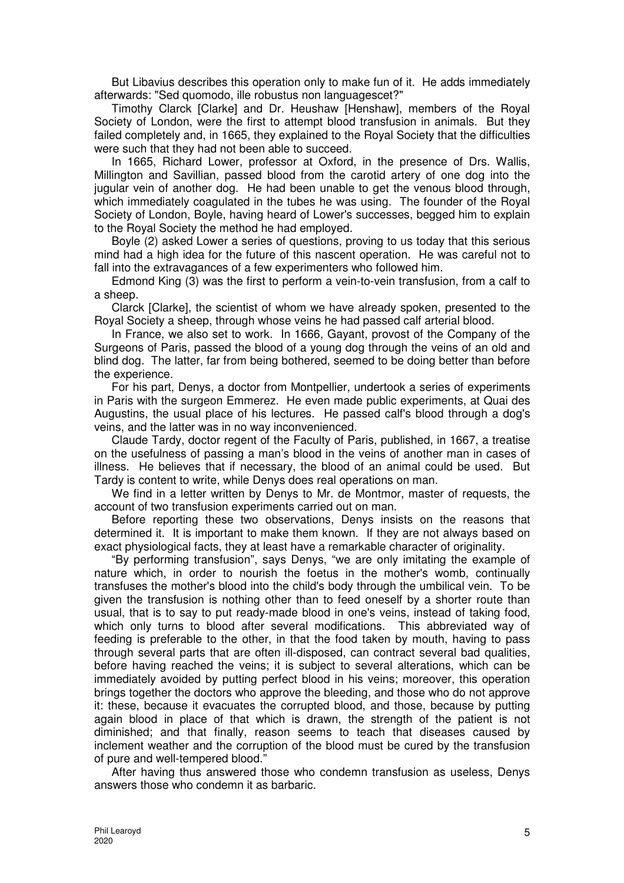But Libavius describes this operation only to make fun of it. He adds immediately afterwards: "Sed quomodo, ille robustus non languagescet?"

Timothy Clarck [Clarke] and Dr. Heushaw [Henshaw], members of the Royal Society of London, were the first to attempt blood transfusion in animals. But they failed completely and, in 1665, they explained to the Royal Society that the difficulties were such that they had not been able to succeed.

In 1665, Richard Lower, professor at Oxford, in the presence of Drs. Wallis, Millington and Savillian, passed blood from the carotid artery of one dog into the jugular vein of another dog. He had been unable to get the venous blood through, which immediately coagulated in the tubes he was using. The founder of the Royal Society of London, Boyle, having heard of Lower's successes, begged him to explain to the Royal Society the method he had employed.

Boyle (2) asked Lower a series of questions, proving to us today that this serious mind had a high idea for the future of this nascent operation. He was careful not to fall into the extravagances of a few experimenters who followed him.

Edmond King (3) was the first to perform a vein-to-vein transfusion, from a calf to a sheep.

Clarck [Clarke], the scientist of whom we have already spoken, presented to the Royal Society a sheep, through whose veins he had passed calf arterial blood.

In France, we also set to work. In 1666, Gayant, provost of the Company of the Surgeons of Paris, passed the blood of a young dog through the veins of an old and blind dog. The latter, far from being bothered, seemed to be doing better than before the experience.

For his part, Denys, a doctor from Montpellier, undertook a series of experiments in Paris with the surgeon Emmerez. He even made public experiments, at Quai des Augustins, the usual place of his lectures. He passed calf's blood through a dog's veins, and the latter was in no way inconvenienced.

Claude Tardy, doctor regent of the Faculty of Paris, published, in 1667, a treatise on the usefulness of passing a man's blood in the veins of another man in cases of illness. He believes that if necessary, the blood of an animal could be used. But Tardy is content to write, while Denys does real operations on man.

We find in a letter written by Denys to Mr. de Montmor, master of requests, the account of two transfusion experiments carried out on man.

Before reporting these two observations, Denys insists on the reasons that determined it. It is important to make them known. If they are not always based on exact physiological facts, they at least have a remarkable character of originality.

"By performing transfusion", says Denys, "we are only imitating the example of nature which, in order to nourish the foetus in the mother's womb, continually transfuses the mother's blood into the child's body through the umbilical vein. To be given the transfusion is nothing other than to feed oneself by a shorter route than usual, that is to say to put ready-made blood in one's veins, instead of taking food, which only turns to blood after several modifications. This abbreviated way of feeding is preferable to the other, in that the food taken by mouth, having to pass through several parts that are often ill-disposed, can contract several bad qualities, before having reached the veins; it is subject to several alterations, which can be immediately avoided by putting perfect blood in his veins; moreover, this operation brings together the doctors who approve the bleeding, and those who do not approve it: these, because it evacuates the corrupted blood, and those, because by putting again blood in place of that which is drawn, the strength of the patient is not diminished; and that finally, reason seems to teach that diseases caused by inclement weather and the corruption of the blood must be cured by the transfusion of pure and well-tempered blood."

After having thus answered those who condemn transfusion as useless, Denys answers those who condemn it as barbaric.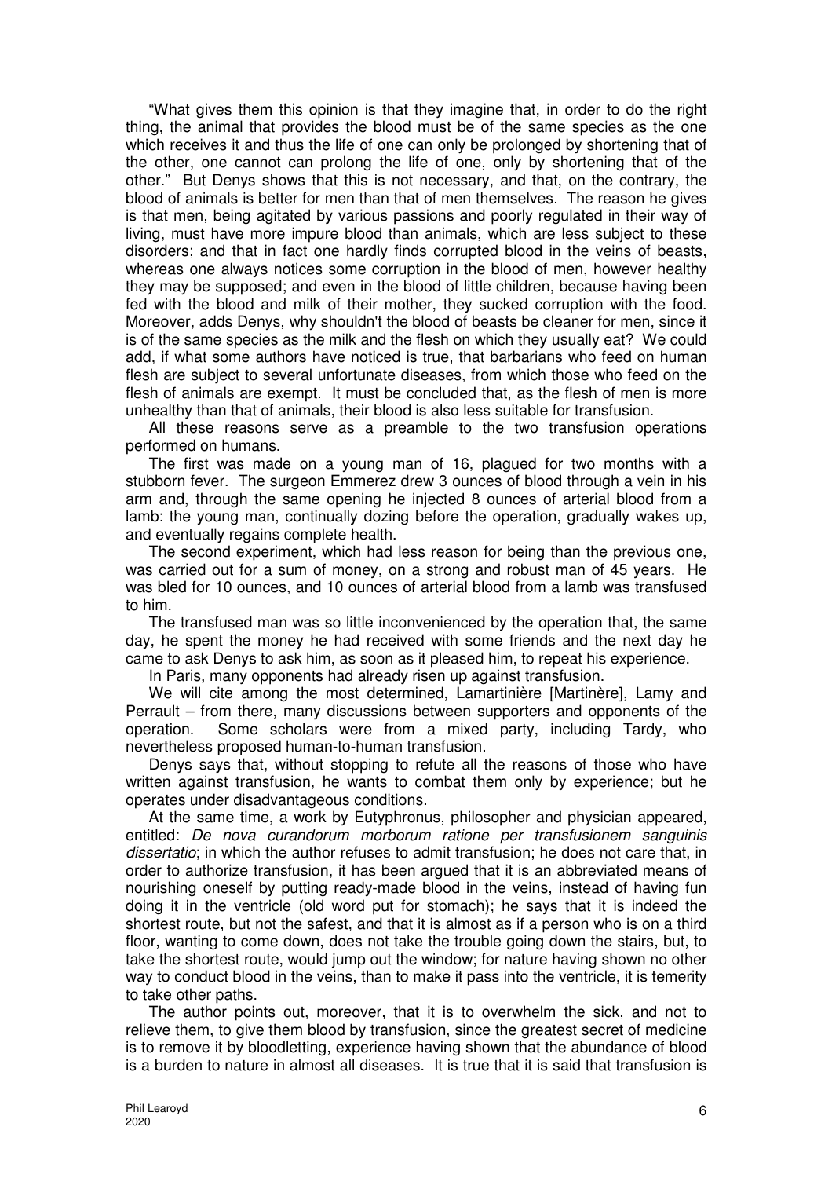"What gives them this opinion is that they imagine that, in order to do the right thing, the animal that provides the blood must be of the same species as the one which receives it and thus the life of one can only be prolonged by shortening that of the other, one cannot can prolong the life of one, only by shortening that of the other." But Denys shows that this is not necessary, and that, on the contrary, the blood of animals is better for men than that of men themselves. The reason he gives is that men, being agitated by various passions and poorly regulated in their way of living, must have more impure blood than animals, which are less subject to these disorders; and that in fact one hardly finds corrupted blood in the veins of beasts, whereas one always notices some corruption in the blood of men, however healthy they may be supposed; and even in the blood of little children, because having been fed with the blood and milk of their mother, they sucked corruption with the food. Moreover, adds Denys, why shouldn't the blood of beasts be cleaner for men, since it is of the same species as the milk and the flesh on which they usually eat? We could add, if what some authors have noticed is true, that barbarians who feed on human flesh are subject to several unfortunate diseases, from which those who feed on the flesh of animals are exempt. It must be concluded that, as the flesh of men is more unhealthy than that of animals, their blood is also less suitable for transfusion.

All these reasons serve as a preamble to the two transfusion operations performed on humans.

The first was made on a young man of 16, plagued for two months with a stubborn fever. The surgeon Emmerez drew 3 ounces of blood through a vein in his arm and, through the same opening he injected 8 ounces of arterial blood from a lamb: the young man, continually dozing before the operation, gradually wakes up, and eventually regains complete health.

The second experiment, which had less reason for being than the previous one, was carried out for a sum of money, on a strong and robust man of 45 years. He was bled for 10 ounces, and 10 ounces of arterial blood from a lamb was transfused to him.

The transfused man was so little inconvenienced by the operation that, the same day, he spent the money he had received with some friends and the next day he came to ask Denys to ask him, as soon as it pleased him, to repeat his experience.

In Paris, many opponents had already risen up against transfusion.

We will cite among the most determined, Lamartinière [Martinère], Lamy and Perrault – from there, many discussions between supporters and opponents of the operation. Some scholars were from a mixed party, including Tardy, who nevertheless proposed human-to-human transfusion.

Denys says that, without stopping to refute all the reasons of those who have written against transfusion, he wants to combat them only by experience; but he operates under disadvantageous conditions.

At the same time, a work by Eutyphronus, philosopher and physician appeared, entitled: *De nova curandorum morborum ratione per transfusionem sanguinis dissertatio*; in which the author refuses to admit transfusion; he does not care that, in order to authorize transfusion, it has been argued that it is an abbreviated means of nourishing oneself by putting ready-made blood in the veins, instead of having fun doing it in the ventricle (old word put for stomach); he says that it is indeed the shortest route, but not the safest, and that it is almost as if a person who is on a third floor, wanting to come down, does not take the trouble going down the stairs, but, to take the shortest route, would jump out the window; for nature having shown no other way to conduct blood in the veins, than to make it pass into the ventricle, it is temerity to take other paths.

The author points out, moreover, that it is to overwhelm the sick, and not to relieve them, to give them blood by transfusion, since the greatest secret of medicine is to remove it by bloodletting, experience having shown that the abundance of blood is a burden to nature in almost all diseases. It is true that it is said that transfusion is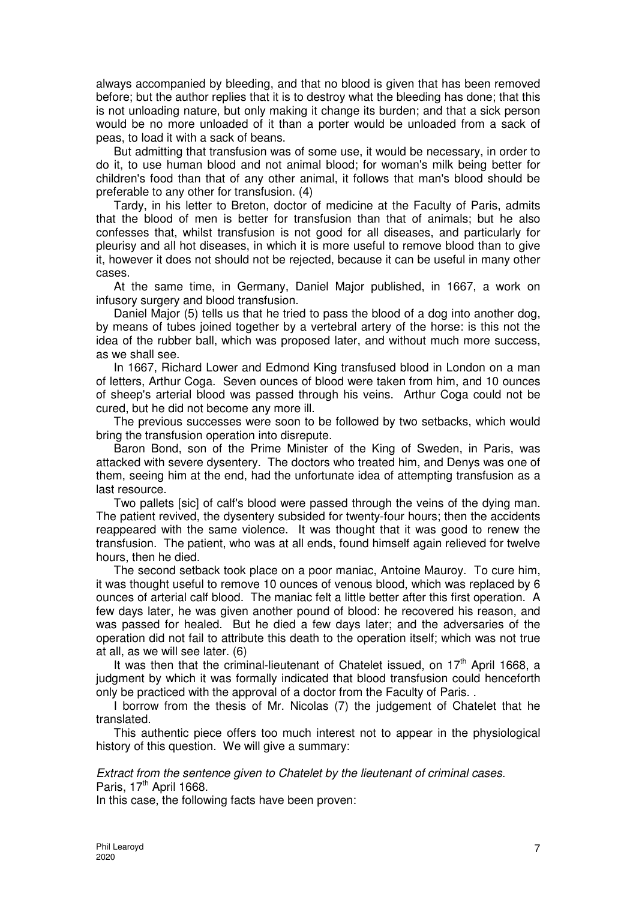always accompanied by bleeding, and that no blood is given that has been removed before; but the author replies that it is to destroy what the bleeding has done; that this is not unloading nature, but only making it change its burden; and that a sick person would be no more unloaded of it than a porter would be unloaded from a sack of peas, to load it with a sack of beans.

But admitting that transfusion was of some use, it would be necessary, in order to do it, to use human blood and not animal blood; for woman's milk being better for children's food than that of any other animal, it follows that man's blood should be preferable to any other for transfusion. (4)

Tardy, in his letter to Breton, doctor of medicine at the Faculty of Paris, admits that the blood of men is better for transfusion than that of animals; but he also confesses that, whilst transfusion is not good for all diseases, and particularly for pleurisy and all hot diseases, in which it is more useful to remove blood than to give it, however it does not should not be rejected, because it can be useful in many other cases.

At the same time, in Germany, Daniel Major published, in 1667, a work on infusory surgery and blood transfusion.

Daniel Major (5) tells us that he tried to pass the blood of a dog into another dog, by means of tubes joined together by a vertebral artery of the horse: is this not the idea of the rubber ball, which was proposed later, and without much more success, as we shall see.

In 1667, Richard Lower and Edmond King transfused blood in London on a man of letters, Arthur Coga. Seven ounces of blood were taken from him, and 10 ounces of sheep's arterial blood was passed through his veins. Arthur Coga could not be cured, but he did not become any more ill.

The previous successes were soon to be followed by two setbacks, which would bring the transfusion operation into disrepute.

Baron Bond, son of the Prime Minister of the King of Sweden, in Paris, was attacked with severe dysentery. The doctors who treated him, and Denys was one of them, seeing him at the end, had the unfortunate idea of attempting transfusion as a last resource.

Two pallets [sic] of calf's blood were passed through the veins of the dying man. The patient revived, the dysentery subsided for twenty-four hours; then the accidents reappeared with the same violence. It was thought that it was good to renew the transfusion. The patient, who was at all ends, found himself again relieved for twelve hours, then he died.

The second setback took place on a poor maniac, Antoine Mauroy. To cure him, it was thought useful to remove 10 ounces of venous blood, which was replaced by 6 ounces of arterial calf blood. The maniac felt a little better after this first operation. A few days later, he was given another pound of blood: he recovered his reason, and was passed for healed. But he died a few days later; and the adversaries of the operation did not fail to attribute this death to the operation itself; which was not true at all, as we will see later. (6)

It was then that the criminal-lieutenant of Chatelet issued, on 17th April 1668, a judgment by which it was formally indicated that blood transfusion could henceforth only be practiced with the approval of a doctor from the Faculty of Paris. .

I borrow from the thesis of Mr. Nicolas (7) the judgement of Chatelet that he translated.

This authentic piece offers too much interest not to appear in the physiological history of this question. We will give a summary:

*Extract from the sentence given to Chatelet by the lieutenant of criminal cases.*
Paris, 17th April 1668.
In this case, the following facts have been proven: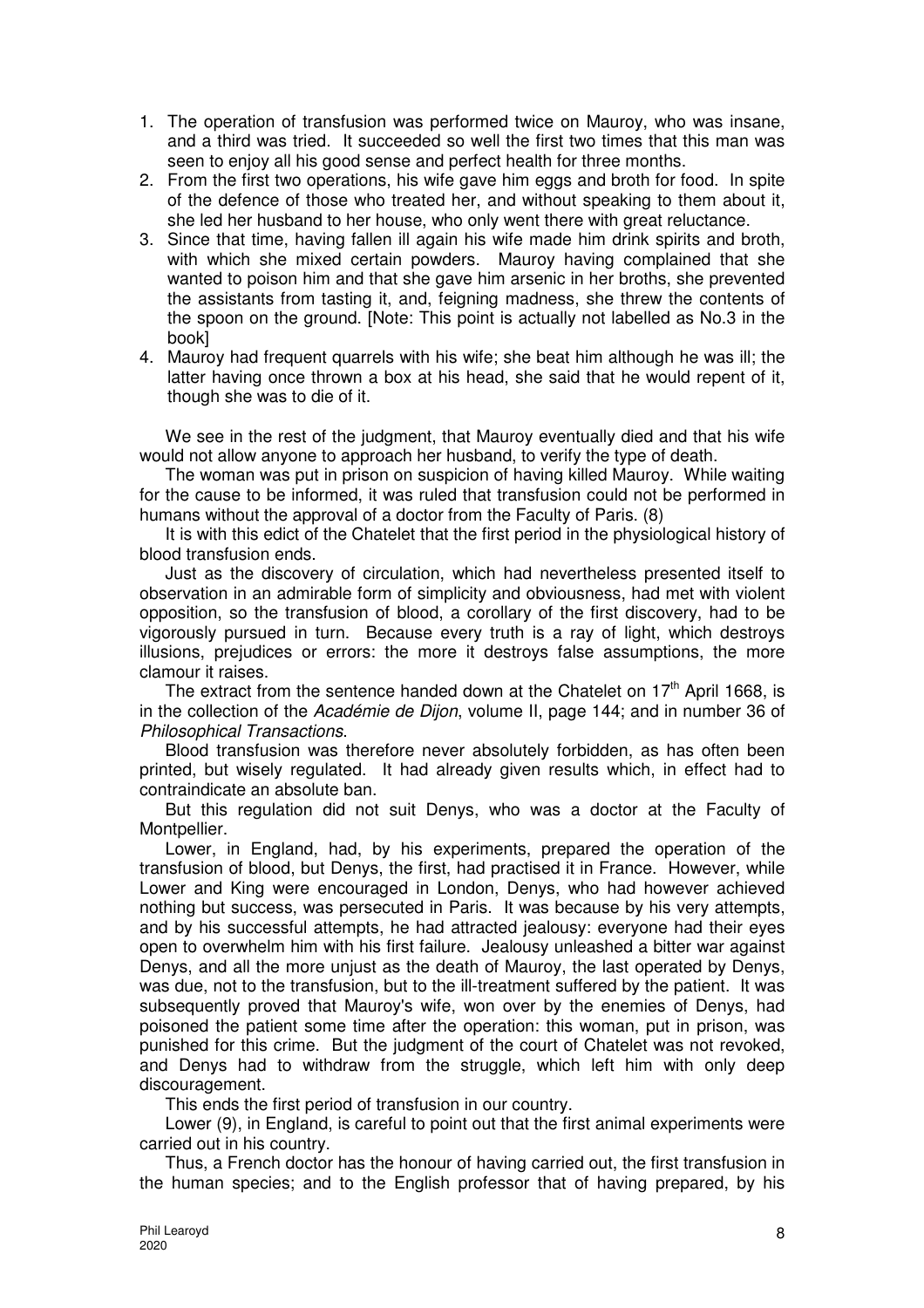1. The operation of transfusion was performed twice on Mauroy, who was insane, and a third was tried. It succeeded so well the first two times that this man was seen to enjoy all his good sense and perfect health for three months.
2. From the first two operations, his wife gave him eggs and broth for food. In spite of the defence of those who treated her, and without speaking to them about it, she led her husband to her house, who only went there with great reluctance.
3. Since that time, having fallen ill again his wife made him drink spirits and broth, with which she mixed certain powders. Mauroy having complained that she wanted to poison him and that she gave him arsenic in her broths, she prevented the assistants from tasting it, and, feigning madness, she threw the contents of the spoon on the ground. [Note: This point is actually not labelled as No.3 in the book]
4. Mauroy had frequent quarrels with his wife; she beat him although he was ill; the latter having once thrown a box at his head, she said that he would repent of it, though she was to die of it.

We see in the rest of the judgment, that Mauroy eventually died and that his wife would not allow anyone to approach her husband, to verify the type of death.

The woman was put in prison on suspicion of having killed Mauroy. While waiting for the cause to be informed, it was ruled that transfusion could not be performed in humans without the approval of a doctor from the Faculty of Paris. (8)

It is with this edict of the Chatelet that the first period in the physiological history of blood transfusion ends.

Just as the discovery of circulation, which had nevertheless presented itself to observation in an admirable form of simplicity and obviousness, had met with violent opposition, so the transfusion of blood, a corollary of the first discovery, had to be vigorously pursued in turn. Because every truth is a ray of light, which destroys illusions, prejudices or errors: the more it destroys false assumptions, the more clamour it raises.

The extract from the sentence handed down at the Chatelet on 17th April 1668, is in the collection of the *Académie de Dijon*, volume II, page 144; and in number 36 of *Philosophical Transactions*.

Blood transfusion was therefore never absolutely forbidden, as has often been printed, but wisely regulated. It had already given results which, in effect had to contraindicate an absolute ban.

But this regulation did not suit Denys, who was a doctor at the Faculty of Montpellier.

Lower, in England, had, by his experiments, prepared the operation of the transfusion of blood, but Denys, the first, had practised it in France. However, while Lower and King were encouraged in London, Denys, who had however achieved nothing but success, was persecuted in Paris. It was because by his very attempts, and by his successful attempts, he had attracted jealousy: everyone had their eyes open to overwhelm him with his first failure. Jealousy unleashed a bitter war against Denys, and all the more unjust as the death of Mauroy, the last operated by Denys, was due, not to the transfusion, but to the ill-treatment suffered by the patient. It was subsequently proved that Mauroy's wife, won over by the enemies of Denys, had poisoned the patient some time after the operation: this woman, put in prison, was punished for this crime. But the judgment of the court of Chatelet was not revoked, and Denys had to withdraw from the struggle, which left him with only deep discouragement.

This ends the first period of transfusion in our country.

Lower (9), in England, is careful to point out that the first animal experiments were carried out in his country.

Thus, a French doctor has the honour of having carried out, the first transfusion in the human species; and to the English professor that of having prepared, by his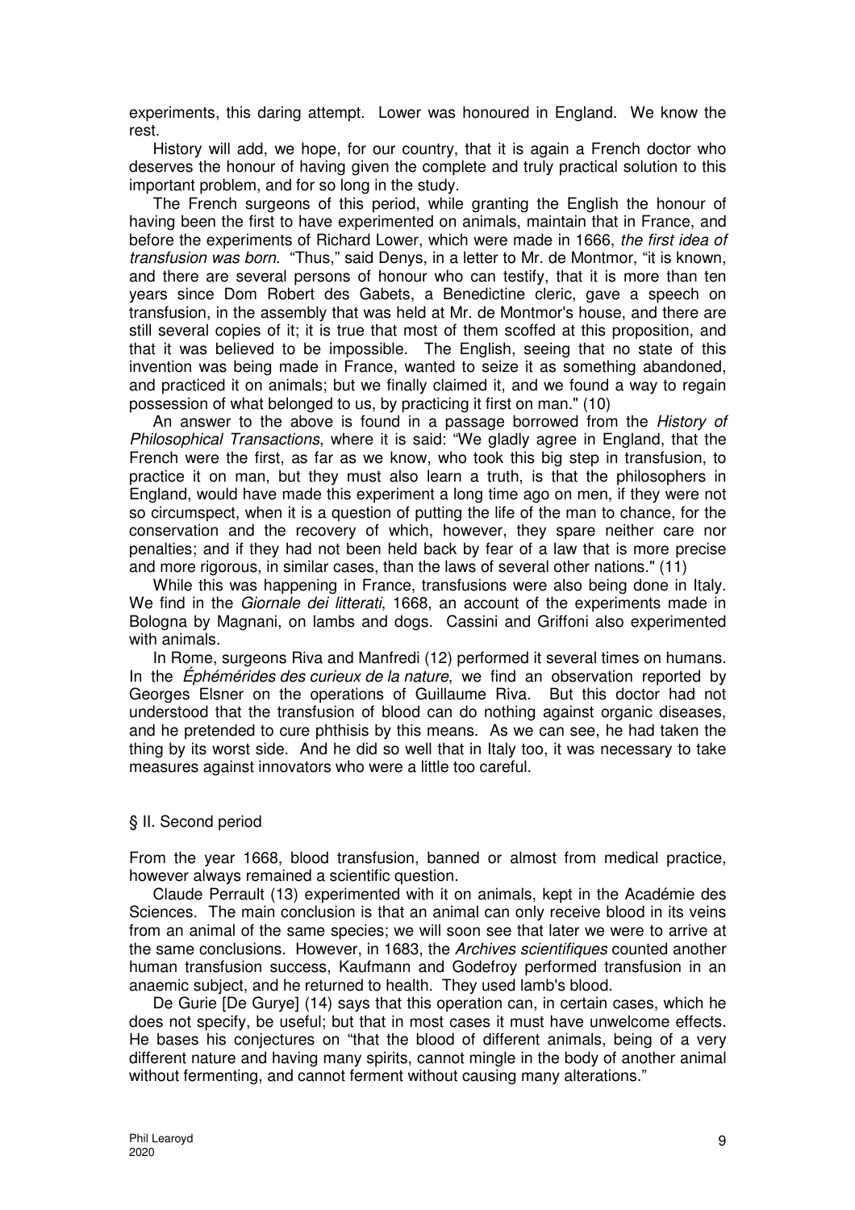experiments, this daring attempt. Lower was honoured in England. We know the rest.

History will add, we hope, for our country, that it is again a French doctor who deserves the honour of having given the complete and truly practical solution to this important problem, and for so long in the study.

The French surgeons of this period, while granting the English the honour of having been the first to have experimented on animals, maintain that in France, and before the experiments of Richard Lower, which were made in 1666, *the first idea of transfusion was born*. "Thus," said Denys, in a letter to Mr. de Montmor, "it is known, and there are several persons of honour who can testify, that it is more than ten years since Dom Robert des Gabets, a Benedictine cleric, gave a speech on transfusion, in the assembly that was held at Mr. de Montmor's house, and there are still several copies of it; it is true that most of them scoffed at this proposition, and that it was believed to be impossible. The English, seeing that no state of this invention was being made in France, wanted to seize it as something abandoned, and practiced it on animals; but we finally claimed it, and we found a way to regain possession of what belonged to us, by practicing it first on man." (10)

An answer to the above is found in a passage borrowed from the *History of Philosophical Transactions*, where it is said: "We gladly agree in England, that the French were the first, as far as we know, who took this big step in transfusion, to practice it on man, but they must also learn a truth, is that the philosophers in England, would have made this experiment a long time ago on men, if they were not so circumspect, when it is a question of putting the life of the man to chance, for the conservation and the recovery of which, however, they spare neither care nor penalties; and if they had not been held back by fear of a law that is more precise and more rigorous, in similar cases, than the laws of several other nations." (11)

While this was happening in France, transfusions were also being done in Italy. We find in the *Giornale dei litterati*, 1668, an account of the experiments made in Bologna by Magnani, on lambs and dogs. Cassini and Griffoni also experimented with animals.

In Rome, surgeons Riva and Manfredi (12) performed it several times on humans. In the *Éphémérides des curieux de la nature*, we find an observation reported by Georges Elsner on the operations of Guillaume Riva. But this doctor had not understood that the transfusion of blood can do nothing against organic diseases, and he pretended to cure phthisis by this means. As we can see, he had taken the thing by its worst side. And he did so well that in Italy too, it was necessary to take measures against innovators who were a little too careful.

## § II. Second period

From the year 1668, blood transfusion, banned or almost from medical practice, however always remained a scientific question.

Claude Perrault (13) experimented with it on animals, kept in the Académie des Sciences. The main conclusion is that an animal can only receive blood in its veins from an animal of the same species; we will soon see that later we were to arrive at the same conclusions. However, in 1683, the *Archives scientifiques* counted another human transfusion success, Kaufmann and Godefroy performed transfusion in an anaemic subject, and he returned to health. They used lamb's blood.

De Gurie [De Gurye] (14) says that this operation can, in certain cases, which he does not specify, be useful; but that in most cases it must have unwelcome effects. He bases his conjectures on "that the blood of different animals, being of a very different nature and having many spirits, cannot mingle in the body of another animal without fermenting, and cannot ferment without causing many alterations."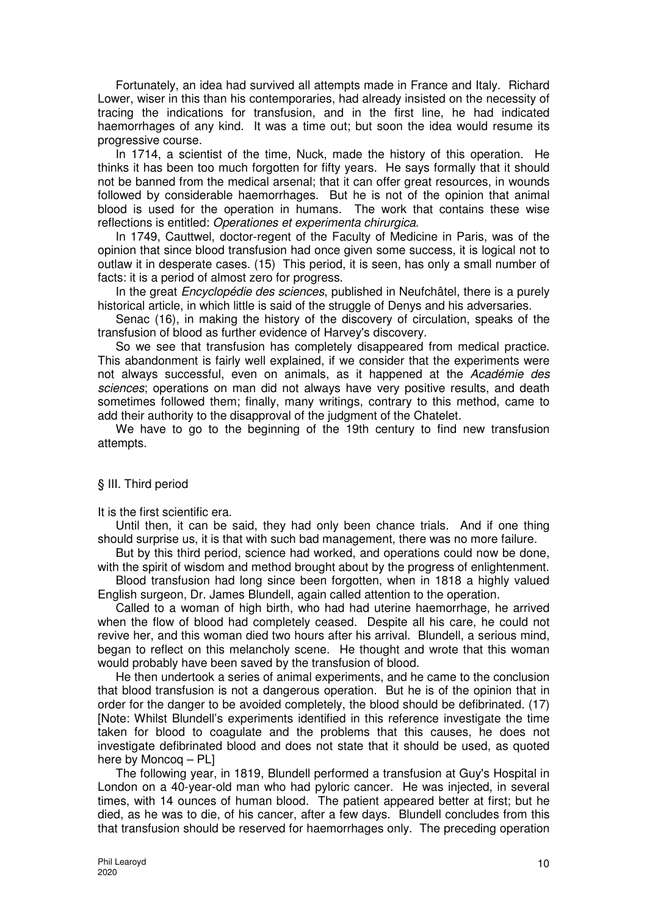Fortunately, an idea had survived all attempts made in France and Italy. Richard Lower, wiser in this than his contemporaries, had already insisted on the necessity of tracing the indications for transfusion, and in the first line, he had indicated haemorrhages of any kind. It was a time out; but soon the idea would resume its progressive course.

In 1714, a scientist of the time, Nuck, made the history of this operation. He thinks it has been too much forgotten for fifty years. He says formally that it should not be banned from the medical arsenal; that it can offer great resources, in wounds followed by considerable haemorrhages. But he is not of the opinion that animal blood is used for the operation in humans. The work that contains these wise reflections is entitled: *Operationes et experimenta chirurgica*.

In 1749, Cauttwel, doctor-regent of the Faculty of Medicine in Paris, was of the opinion that since blood transfusion had once given some success, it is logical not to outlaw it in desperate cases. (15) This period, it is seen, has only a small number of facts: it is a period of almost zero for progress.

In the great *Encyclopédie des sciences*, published in Neufchâtel, there is a purely historical article, in which little is said of the struggle of Denys and his adversaries.

Senac (16), in making the history of the discovery of circulation, speaks of the transfusion of blood as further evidence of Harvey's discovery.

So we see that transfusion has completely disappeared from medical practice. This abandonment is fairly well explained, if we consider that the experiments were not always successful, even on animals, as it happened at the *Académie des sciences*; operations on man did not always have very positive results, and death sometimes followed them; finally, many writings, contrary to this method, came to add their authority to the disapproval of the judgment of the Chatelet.

We have to go to the beginning of the 19th century to find new transfusion attempts.

## § III. Third period

It is the first scientific era.

Until then, it can be said, they had only been chance trials. And if one thing should surprise us, it is that with such bad management, there was no more failure.

But by this third period, science had worked, and operations could now be done, with the spirit of wisdom and method brought about by the progress of enlightenment.

Blood transfusion had long since been forgotten, when in 1818 a highly valued English surgeon, Dr. James Blundell, again called attention to the operation.

Called to a woman of high birth, who had had uterine haemorrhage, he arrived when the flow of blood had completely ceased. Despite all his care, he could not revive her, and this woman died two hours after his arrival. Blundell, a serious mind, began to reflect on this melancholy scene. He thought and wrote that this woman would probably have been saved by the transfusion of blood.

He then undertook a series of animal experiments, and he came to the conclusion that blood transfusion is not a dangerous operation. But he is of the opinion that in order for the danger to be avoided completely, the blood should be defibrinated. (17) [Note: Whilst Blundell's experiments identified in this reference investigate the time taken for blood to coagulate and the problems that this causes, he does not investigate defibrinated blood and does not state that it should be used, as quoted here by Moncoq – PL]

The following year, in 1819, Blundell performed a transfusion at Guy's Hospital in London on a 40-year-old man who had pyloric cancer. He was injected, in several times, with 14 ounces of human blood. The patient appeared better at first; but he died, as he was to die, of his cancer, after a few days. Blundell concludes from this that transfusion should be reserved for haemorrhages only. The preceding operation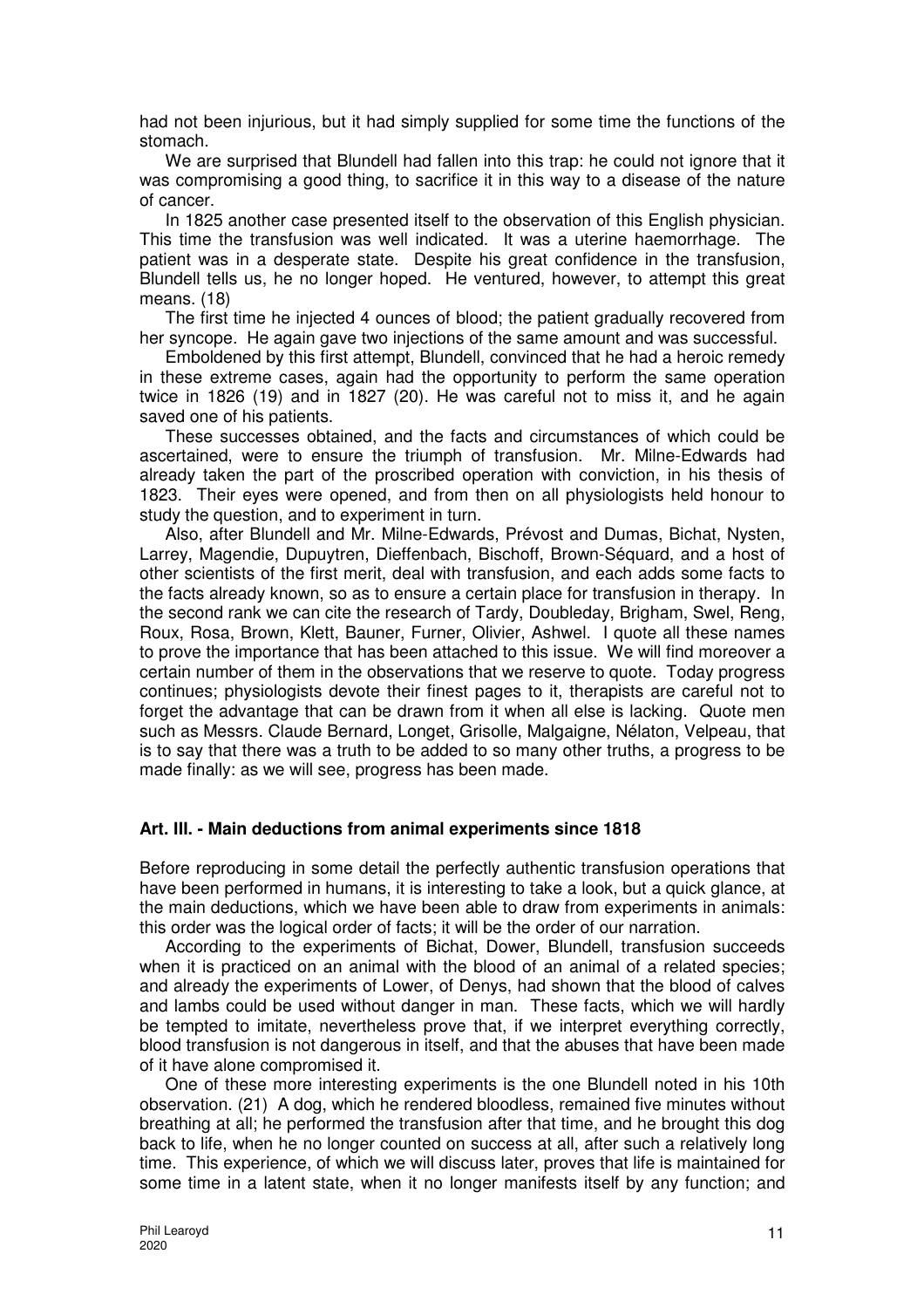had not been injurious, but it had simply supplied for some time the functions of the stomach.

We are surprised that Blundell had fallen into this trap: he could not ignore that it was compromising a good thing, to sacrifice it in this way to a disease of the nature of cancer.

In 1825 another case presented itself to the observation of this English physician. This time the transfusion was well indicated. It was a uterine haemorrhage. The patient was in a desperate state. Despite his great confidence in the transfusion, Blundell tells us, he no longer hoped. He ventured, however, to attempt this great means. (18)

The first time he injected 4 ounces of blood; the patient gradually recovered from her syncope. He again gave two injections of the same amount and was successful.

Emboldened by this first attempt, Blundell, convinced that he had a heroic remedy in these extreme cases, again had the opportunity to perform the same operation twice in 1826 (19) and in 1827 (20). He was careful not to miss it, and he again saved one of his patients.

These successes obtained, and the facts and circumstances of which could be ascertained, were to ensure the triumph of transfusion. Mr. Milne-Edwards had already taken the part of the proscribed operation with conviction, in his thesis of 1823. Their eyes were opened, and from then on all physiologists held honour to study the question, and to experiment in turn.

Also, after Blundell and Mr. Milne-Edwards, Prévost and Dumas, Bichat, Nysten, Larrey, Magendie, Dupuytren, Dieffenbach, Bischoff, Brown-Séquard, and a host of other scientists of the first merit, deal with transfusion, and each adds some facts to the facts already known, so as to ensure a certain place for transfusion in therapy. In the second rank we can cite the research of Tardy, Doubleday, Brigham, Swel, Reng, Roux, Rosa, Brown, Klett, Bauner, Furner, Olivier, Ashwel. I quote all these names to prove the importance that has been attached to this issue. We will find moreover a certain number of them in the observations that we reserve to quote. Today progress continues; physiologists devote their finest pages to it, therapists are careful not to forget the advantage that can be drawn from it when all else is lacking. Quote men such as Messrs. Claude Bernard, Longet, Grisolle, Malgaigne, Nélaton, Velpeau, that is to say that there was a truth to be added to so many other truths, a progress to be made finally: as we will see, progress has been made.

### Art. III. - Main deductions from animal experiments since 1818

Before reproducing in some detail the perfectly authentic transfusion operations that have been performed in humans, it is interesting to take a look, but a quick glance, at the main deductions, which we have been able to draw from experiments in animals: this order was the logical order of facts; it will be the order of our narration.

According to the experiments of Bichat, Dower, Blundell, transfusion succeeds when it is practiced on an animal with the blood of an animal of a related species; and already the experiments of Lower, of Denys, had shown that the blood of calves and lambs could be used without danger in man. These facts, which we will hardly be tempted to imitate, nevertheless prove that, if we interpret everything correctly, blood transfusion is not dangerous in itself, and that the abuses that have been made of it have alone compromised it.

One of these more interesting experiments is the one Blundell noted in his 10th observation. (21) A dog, which he rendered bloodless, remained five minutes without breathing at all; he performed the transfusion after that time, and he brought this dog back to life, when he no longer counted on success at all, after such a relatively long time. This experience, of which we will discuss later, proves that life is maintained for some time in a latent state, when it no longer manifests itself by any function; and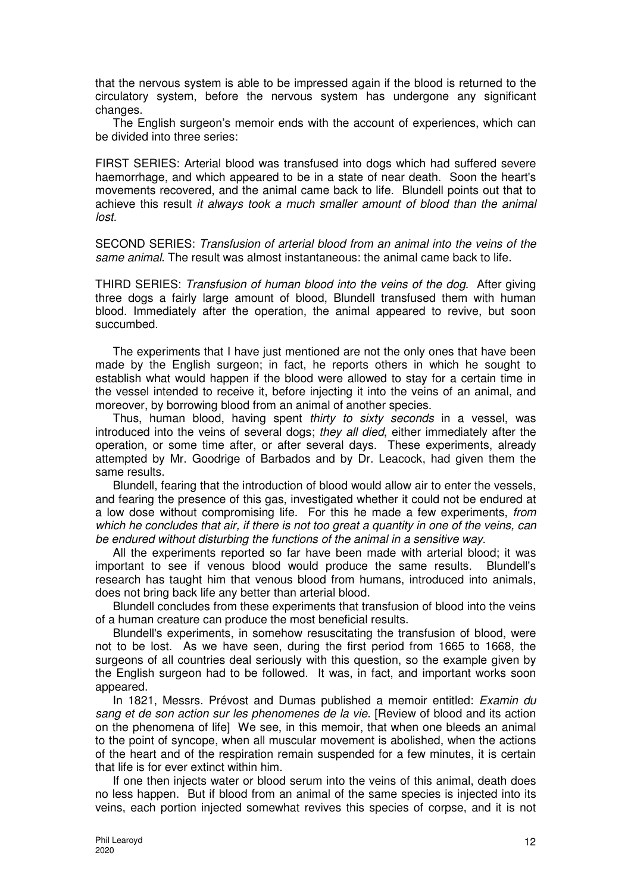that the nervous system is able to be impressed again if the blood is returned to the circulatory system, before the nervous system has undergone any significant changes.

The English surgeon's memoir ends with the account of experiences, which can be divided into three series:

FIRST SERIES: Arterial blood was transfused into dogs which had suffered severe haemorrhage, and which appeared to be in a state of near death. Soon the heart's movements recovered, and the animal came back to life. Blundell points out that to achieve this result *it always took a much smaller amount of blood than the animal lost.*

SECOND SERIES: *Transfusion of arterial blood from an animal into the veins of the same animal*. The result was almost instantaneous: the animal came back to life.

THIRD SERIES: *Transfusion of human blood into the veins of the dog*. After giving three dogs a fairly large amount of blood, Blundell transfused them with human blood. Immediately after the operation, the animal appeared to revive, but soon succumbed.

The experiments that I have just mentioned are not the only ones that have been made by the English surgeon; in fact, he reports others in which he sought to establish what would happen if the blood were allowed to stay for a certain time in the vessel intended to receive it, before injecting it into the veins of an animal, and moreover, by borrowing blood from an animal of another species.

Thus, human blood, having spent *thirty to sixty seconds* in a vessel, was introduced into the veins of several dogs; *they all died*, either immediately after the operation, or some time after, or after several days. These experiments, already attempted by Mr. Goodrige of Barbados and by Dr. Leacock, had given them the same results.

Blundell, fearing that the introduction of blood would allow air to enter the vessels, and fearing the presence of this gas, investigated whether it could not be endured at a low dose without compromising life. For this he made a few experiments, *from which he concludes that air, if there is not too great a quantity in one of the veins, can be endured without disturbing the functions of the animal in a sensitive way.*

All the experiments reported so far have been made with arterial blood; it was important to see if venous blood would produce the same results. Blundell's research has taught him that venous blood from humans, introduced into animals, does not bring back life any better than arterial blood.

Blundell concludes from these experiments that transfusion of blood into the veins of a human creature can produce the most beneficial results.

Blundell's experiments, in somehow resuscitating the transfusion of blood, were not to be lost. As we have seen, during the first period from 1665 to 1668, the surgeons of all countries deal seriously with this question, so the example given by the English surgeon had to be followed. It was, in fact, and important works soon appeared.

In 1821, Messrs. Prévost and Dumas published a memoir entitled: *Examin du sang et de son action sur les phenomenes de la vie*. [Review of blood and its action on the phenomena of life] We see, in this memoir, that when one bleeds an animal to the point of syncope, when all muscular movement is abolished, when the actions of the heart and of the respiration remain suspended for a few minutes, it is certain that life is for ever extinct within him.

If one then injects water or blood serum into the veins of this animal, death does no less happen. But if blood from an animal of the same species is injected into its veins, each portion injected somewhat revives this species of corpse, and it is not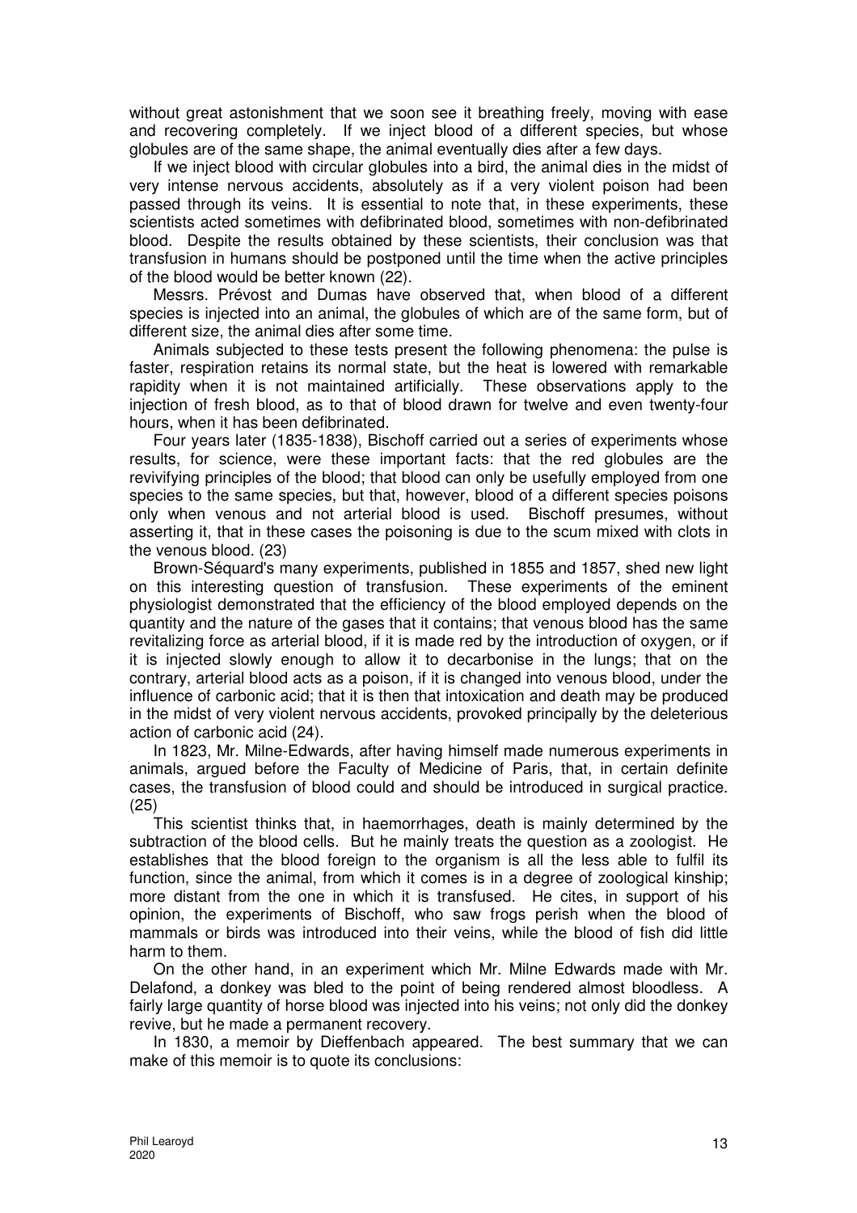without great astonishment that we soon see it breathing freely, moving with ease and recovering completely. If we inject blood of a different species, but whose globules are of the same shape, the animal eventually dies after a few days.

If we inject blood with circular globules into a bird, the animal dies in the midst of very intense nervous accidents, absolutely as if a very violent poison had been passed through its veins. It is essential to note that, in these experiments, these scientists acted sometimes with defibrinated blood, sometimes with non-defibrinated blood. Despite the results obtained by these scientists, their conclusion was that transfusion in humans should be postponed until the time when the active principles of the blood would be better known (22).

Messrs. Prévost and Dumas have observed that, when blood of a different species is injected into an animal, the globules of which are of the same form, but of different size, the animal dies after some time.

Animals subjected to these tests present the following phenomena: the pulse is faster, respiration retains its normal state, but the heat is lowered with remarkable rapidity when it is not maintained artificially. These observations apply to the injection of fresh blood, as to that of blood drawn for twelve and even twenty-four hours, when it has been defibrinated.

Four years later (1835-1838), Bischoff carried out a series of experiments whose results, for science, were these important facts: that the red globules are the revivifying principles of the blood; that blood can only be usefully employed from one species to the same species, but that, however, blood of a different species poisons only when venous and not arterial blood is used. Bischoff presumes, without asserting it, that in these cases the poisoning is due to the scum mixed with clots in the venous blood. (23)

Brown-Séquard's many experiments, published in 1855 and 1857, shed new light on this interesting question of transfusion. These experiments of the eminent physiologist demonstrated that the efficiency of the blood employed depends on the quantity and the nature of the gases that it contains; that venous blood has the same revitalizing force as arterial blood, if it is made red by the introduction of oxygen, or if it is injected slowly enough to allow it to decarbonise in the lungs; that on the contrary, arterial blood acts as a poison, if it is changed into venous blood, under the influence of carbonic acid; that it is then that intoxication and death may be produced in the midst of very violent nervous accidents, provoked principally by the deleterious action of carbonic acid (24).

In 1823, Mr. Milne-Edwards, after having himself made numerous experiments in animals, argued before the Faculty of Medicine of Paris, that, in certain definite cases, the transfusion of blood could and should be introduced in surgical practice. (25)

This scientist thinks that, in haemorrhages, death is mainly determined by the subtraction of the blood cells. But he mainly treats the question as a zoologist. He establishes that the blood foreign to the organism is all the less able to fulfil its function, since the animal, from which it comes is in a degree of zoological kinship; more distant from the one in which it is transfused. He cites, in support of his opinion, the experiments of Bischoff, who saw frogs perish when the blood of mammals or birds was introduced into their veins, while the blood of fish did little harm to them.

On the other hand, in an experiment which Mr. Milne Edwards made with Mr. Delafond, a donkey was bled to the point of being rendered almost bloodless. A fairly large quantity of horse blood was injected into his veins; not only did the donkey revive, but he made a permanent recovery.

In 1830, a memoir by Dieffenbach appeared. The best summary that we can make of this memoir is to quote its conclusions: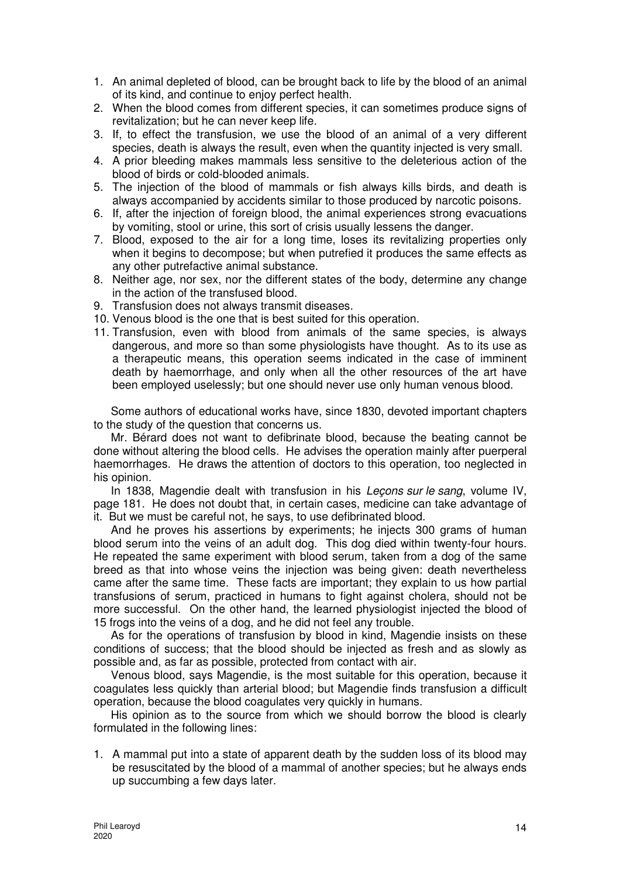1. An animal depleted of blood, can be brought back to life by the blood of an animal of its kind, and continue to enjoy perfect health.
2. When the blood comes from different species, it can sometimes produce signs of revitalization; but he can never keep life.
3. If, to effect the transfusion, we use the blood of an animal of a very different species, death is always the result, even when the quantity injected is very small.
4. A prior bleeding makes mammals less sensitive to the deleterious action of the blood of birds or cold-blooded animals.
5. The injection of the blood of mammals or fish always kills birds, and death is always accompanied by accidents similar to those produced by narcotic poisons.
6. If, after the injection of foreign blood, the animal experiences strong evacuations by vomiting, stool or urine, this sort of crisis usually lessens the danger.
7. Blood, exposed to the air for a long time, loses its revitalizing properties only when it begins to decompose; but when putrefied it produces the same effects as any other putrefactive animal substance.
8. Neither age, nor sex, nor the different states of the body, determine any change in the action of the transfused blood.
9. Transfusion does not always transmit diseases.
10. Venous blood is the one that is best suited for this operation.
11. Transfusion, even with blood from animals of the same species, is always dangerous, and more so than some physiologists have thought. As to its use as a therapeutic means, this operation seems indicated in the case of imminent death by haemorrhage, and only when all the other resources of the art have been employed uselessly; but one should never use only human venous blood.

Some authors of educational works have, since 1830, devoted important chapters to the study of the question that concerns us.

Mr. Bérard does not want to defibrinate blood, because the beating cannot be done without altering the blood cells. He advises the operation mainly after puerperal haemorrhages. He draws the attention of doctors to this operation, too neglected in his opinion.

In 1838, Magendie dealt with transfusion in his *Leçons sur le sang*, volume IV, page 181. He does not doubt that, in certain cases, medicine can take advantage of it. But we must be careful not, he says, to use defibrinated blood.

And he proves his assertions by experiments; he injects 300 grams of human blood serum into the veins of an adult dog. This dog died within twenty-four hours. He repeated the same experiment with blood serum, taken from a dog of the same breed as that into whose veins the injection was being given: death nevertheless came after the same time. These facts are important; they explain to us how partial transfusions of serum, practiced in humans to fight against cholera, should not be more successful. On the other hand, the learned physiologist injected the blood of 15 frogs into the veins of a dog, and he did not feel any trouble.

As for the operations of transfusion by blood in kind, Magendie insists on these conditions of success; that the blood should be injected as fresh and as slowly as possible and, as far as possible, protected from contact with air.

Venous blood, says Magendie, is the most suitable for this operation, because it coagulates less quickly than arterial blood; but Magendie finds transfusion a difficult operation, because the blood coagulates very quickly in humans.

His opinion as to the source from which we should borrow the blood is clearly formulated in the following lines:

1. A mammal put into a state of apparent death by the sudden loss of its blood may be resuscitated by the blood of a mammal of another species; but he always ends up succumbing a few days later.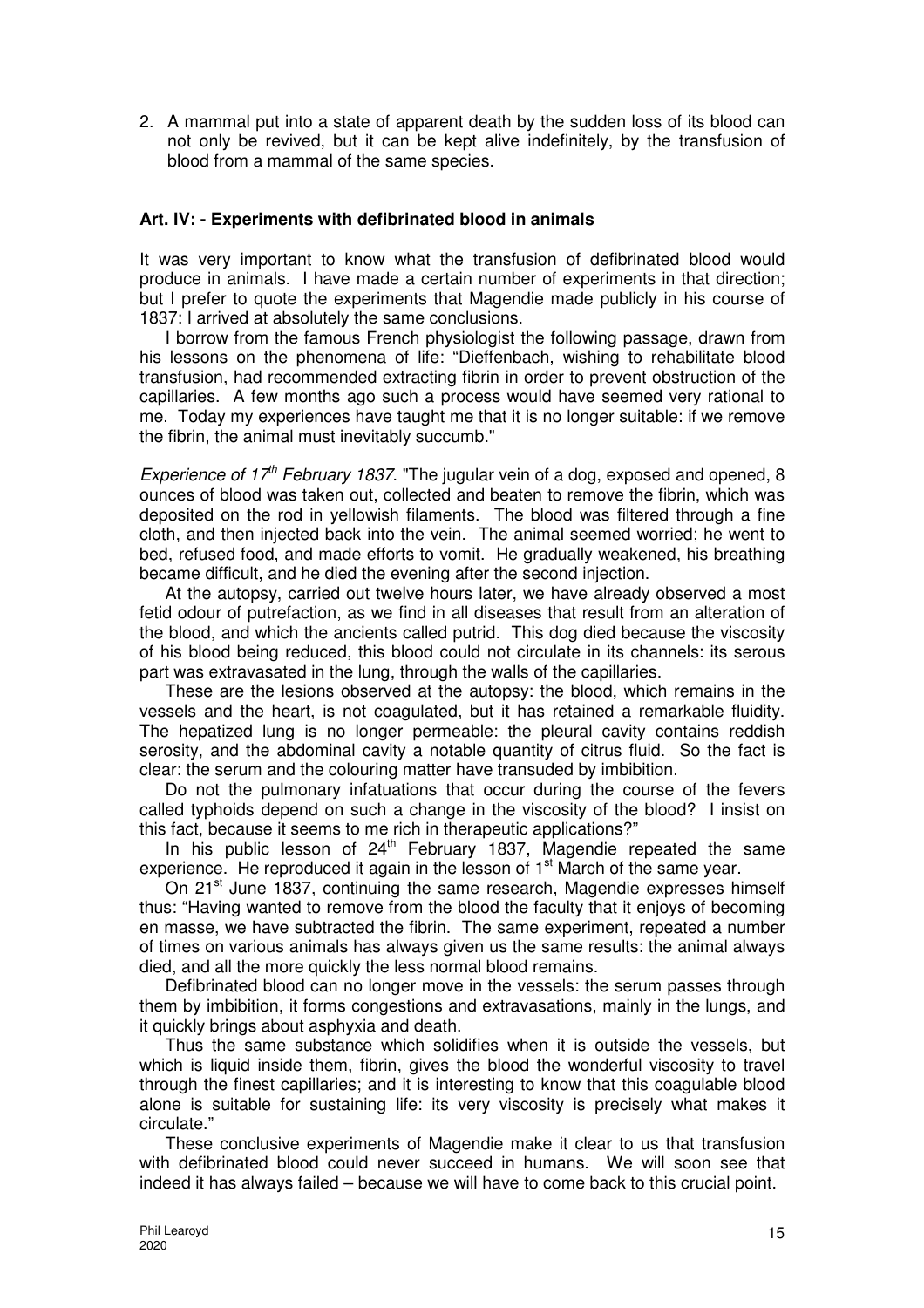2. A mammal put into a state of apparent death by the sudden loss of its blood can not only be revived, but it can be kept alive indefinitely, by the transfusion of blood from a mammal of the same species.

### Art. IV: - Experiments with defibrinated blood in animals

It was very important to know what the transfusion of defibrinated blood would produce in animals. I have made a certain number of experiments in that direction; but I prefer to quote the experiments that Magendie made publicly in his course of 1837: I arrived at absolutely the same conclusions.

I borrow from the famous French physiologist the following passage, drawn from his lessons on the phenomena of life: "Dieffenbach, wishing to rehabilitate blood transfusion, had recommended extracting fibrin in order to prevent obstruction of the capillaries. A few months ago such a process would have seemed very rational to me. Today my experiences have taught me that it is no longer suitable: if we remove the fibrin, the animal must inevitably succumb."

*Experience of 17th February 1837*. "The jugular vein of a dog, exposed and opened, 8 ounces of blood was taken out, collected and beaten to remove the fibrin, which was deposited on the rod in yellowish filaments. The blood was filtered through a fine cloth, and then injected back into the vein. The animal seemed worried; he went to bed, refused food, and made efforts to vomit. He gradually weakened, his breathing became difficult, and he died the evening after the second injection.

At the autopsy, carried out twelve hours later, we have already observed a most fetid odour of putrefaction, as we find in all diseases that result from an alteration of the blood, and which the ancients called putrid. This dog died because the viscosity of his blood being reduced, this blood could not circulate in its channels: its serous part was extravasated in the lung, through the walls of the capillaries.

These are the lesions observed at the autopsy: the blood, which remains in the vessels and the heart, is not coagulated, but it has retained a remarkable fluidity. The hepatized lung is no longer permeable: the pleural cavity contains reddish serosity, and the abdominal cavity a notable quantity of citrus fluid. So the fact is clear: the serum and the colouring matter have transuded by imbibition.

Do not the pulmonary infatuations that occur during the course of the fevers called typhoids depend on such a change in the viscosity of the blood? I insist on this fact, because it seems to me rich in therapeutic applications?"

In his public lesson of 24th February 1837, Magendie repeated the same experience. He reproduced it again in the lesson of 1st March of the same year.

On 21st June 1837, continuing the same research, Magendie expresses himself thus: "Having wanted to remove from the blood the faculty that it enjoys of becoming en masse, we have subtracted the fibrin. The same experiment, repeated a number of times on various animals has always given us the same results: the animal always died, and all the more quickly the less normal blood remains.

Defibrinated blood can no longer move in the vessels: the serum passes through them by imbibition, it forms congestions and extravasations, mainly in the lungs, and it quickly brings about asphyxia and death.

Thus the same substance which solidifies when it is outside the vessels, but which is liquid inside them, fibrin, gives the blood the wonderful viscosity to travel through the finest capillaries; and it is interesting to know that this coagulable blood alone is suitable for sustaining life: its very viscosity is precisely what makes it circulate."

These conclusive experiments of Magendie make it clear to us that transfusion with defibrinated blood could never succeed in humans. We will soon see that indeed it has always failed – because we will have to come back to this crucial point.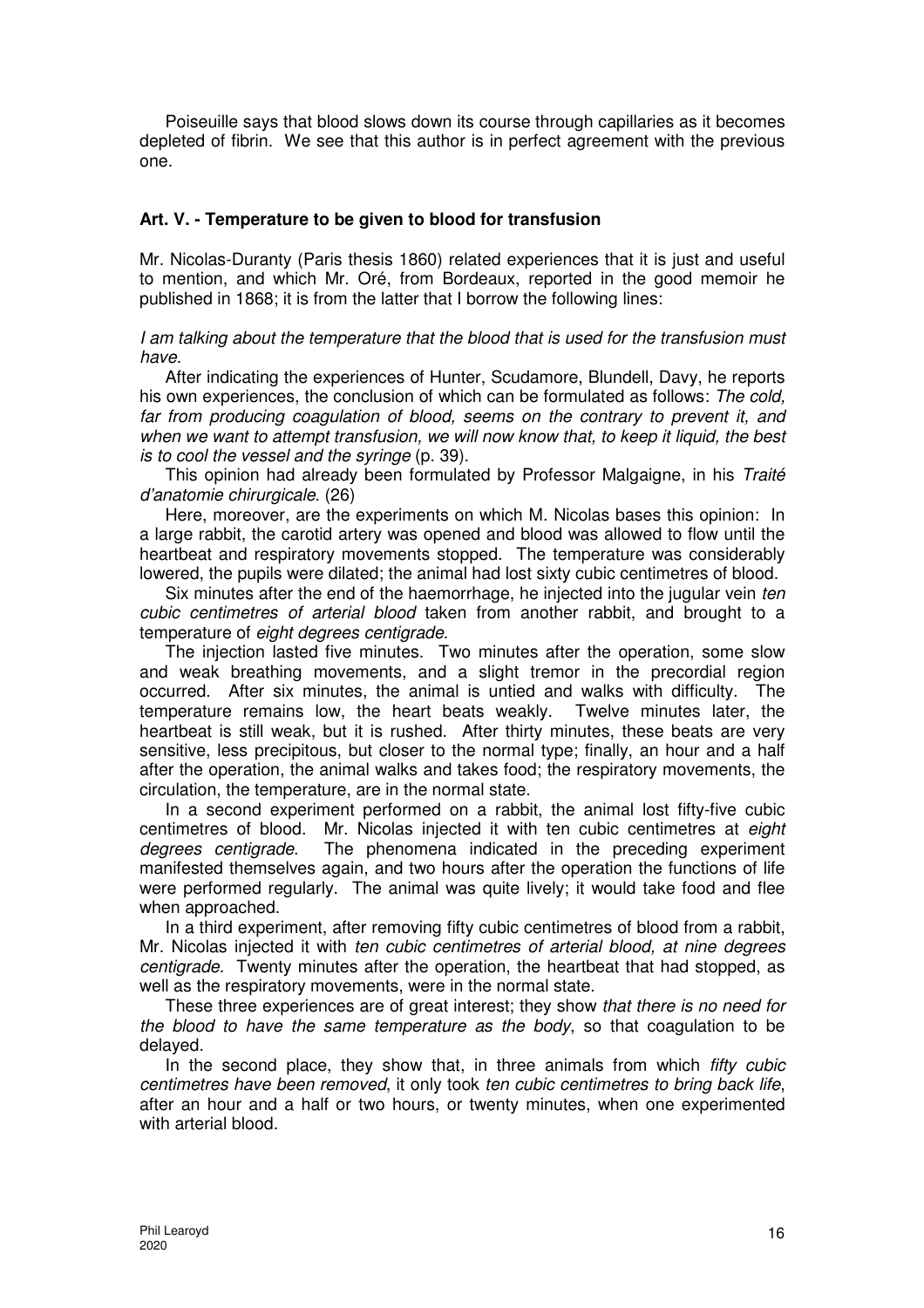Poiseuille says that blood slows down its course through capillaries as it becomes depleted of fibrin. We see that this author is in perfect agreement with the previous one.

## Art. V. - Temperature to be given to blood for transfusion

Mr. Nicolas-Duranty (Paris thesis 1860) related experiences that it is just and useful to mention, and which Mr. Oré, from Bordeaux, reported in the good memoir he published in 1868; it is from the latter that I borrow the following lines:

*I am talking about the temperature that the blood that is used for the transfusion must have.*

After indicating the experiences of Hunter, Scudamore, Blundell, Davy, he reports his own experiences, the conclusion of which can be formulated as follows: *The cold, far from producing coagulation of blood, seems on the contrary to prevent it, and when we want to attempt transfusion, we will now know that, to keep it liquid, the best is to cool the vessel and the syringe* (p. 39).

This opinion had already been formulated by Professor Malgaigne, in his *Traité d'anatomie chirurgicale*. (26)

Here, moreover, are the experiments on which M. Nicolas bases this opinion: In a large rabbit, the carotid artery was opened and blood was allowed to flow until the heartbeat and respiratory movements stopped. The temperature was considerably lowered, the pupils were dilated; the animal had lost sixty cubic centimetres of blood.

Six minutes after the end of the haemorrhage, he injected into the jugular vein *ten cubic centimetres of arterial blood* taken from another rabbit, and brought to a temperature of *eight degrees centigrade*.

The injection lasted five minutes. Two minutes after the operation, some slow and weak breathing movements, and a slight tremor in the precordial region occurred. After six minutes, the animal is untied and walks with difficulty. The temperature remains low, the heart beats weakly. Twelve minutes later, the heartbeat is still weak, but it is rushed. After thirty minutes, these beats are very sensitive, less precipitous, but closer to the normal type; finally, an hour and a half after the operation, the animal walks and takes food; the respiratory movements, the circulation, the temperature, are in the normal state.

In a second experiment performed on a rabbit, the animal lost fifty-five cubic centimetres of blood. Mr. Nicolas injected it with ten cubic centimetres at *eight degrees centigrade*. The phenomena indicated in the preceding experiment manifested themselves again, and two hours after the operation the functions of life were performed regularly. The animal was quite lively; it would take food and flee when approached.

In a third experiment, after removing fifty cubic centimetres of blood from a rabbit, Mr. Nicolas injected it with *ten cubic centimetres of arterial blood, at nine degrees centigrade.* Twenty minutes after the operation, the heartbeat that had stopped, as well as the respiratory movements, were in the normal state.

These three experiences are of great interest; they show *that there is no need for the blood to have the same temperature as the body*, so that coagulation to be delayed.

In the second place, they show that, in three animals from which *fifty cubic centimetres have been removed*, it only took *ten cubic centimetres to bring back life*, after an hour and a half or two hours, or twenty minutes, when one experimented with arterial blood.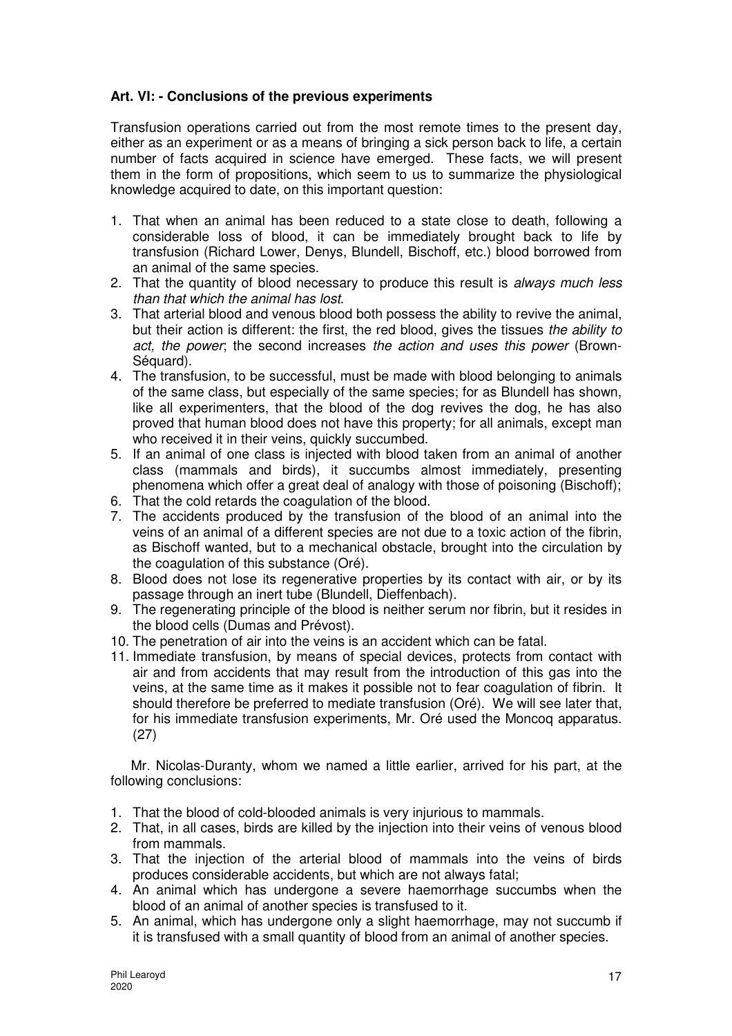**Art. VI: - Conclusions of the previous experiments**

Transfusion operations carried out from the most remote times to the present day, either as an experiment or as a means of bringing a sick person back to life, a certain number of facts acquired in science have emerged. These facts, we will present them in the form of propositions, which seem to us to summarize the physiological knowledge acquired to date, on this important question:

1. That when an animal has been reduced to a state close to death, following a considerable loss of blood, it can be immediately brought back to life by transfusion (Richard Lower, Denys, Blundell, Bischoff, etc.) blood borrowed from an animal of the same species.
2. That the quantity of blood necessary to produce this result is *always much less than that which the animal has lost*.
3. That arterial blood and venous blood both possess the ability to revive the animal, but their action is different: the first, the red blood, gives the tissues *the ability to act, the power*; the second increases *the action and uses this power* (Brown-Séquard).
4. The transfusion, to be successful, must be made with blood belonging to animals of the same class, but especially of the same species; for as Blundell has shown, like all experimenters, that the blood of the dog revives the dog, he has also proved that human blood does not have this property; for all animals, except man who received it in their veins, quickly succumbed.
5. If an animal of one class is injected with blood taken from an animal of another class (mammals and birds), it succumbs almost immediately, presenting phenomena which offer a great deal of analogy with those of poisoning (Bischoff);
6. That the cold retards the coagulation of the blood.
7. The accidents produced by the transfusion of the blood of an animal into the veins of an animal of a different species are not due to a toxic action of the fibrin, as Bischoff wanted, but to a mechanical obstacle, brought into the circulation by the coagulation of this substance (Oré).
8. Blood does not lose its regenerative properties by its contact with air, or by its passage through an inert tube (Blundell, Dieffenbach).
9. The regenerating principle of the blood is neither serum nor fibrin, but it resides in the blood cells (Dumas and Prévost).
10. The penetration of air into the veins is an accident which can be fatal.
11. Immediate transfusion, by means of special devices, protects from contact with air and from accidents that may result from the introduction of this gas into the veins, at the same time as it makes it possible not to fear coagulation of fibrin. It should therefore be preferred to mediate transfusion (Oré). We will see later that, for his immediate transfusion experiments, Mr. Oré used the Moncoq apparatus. (27)

Mr. Nicolas-Duranty, whom we named a little earlier, arrived for his part, at the following conclusions:

1. That the blood of cold-blooded animals is very injurious to mammals.
2. That, in all cases, birds are killed by the injection into their veins of venous blood from mammals.
3. That the injection of the arterial blood of mammals into the veins of birds produces considerable accidents, but which are not always fatal;
4. An animal which has undergone a severe haemorrhage succumbs when the blood of an animal of another species is transfused to it.
5. An animal, which has undergone only a slight haemorrhage, may not succumb if it is transfused with a small quantity of blood from an animal of another species.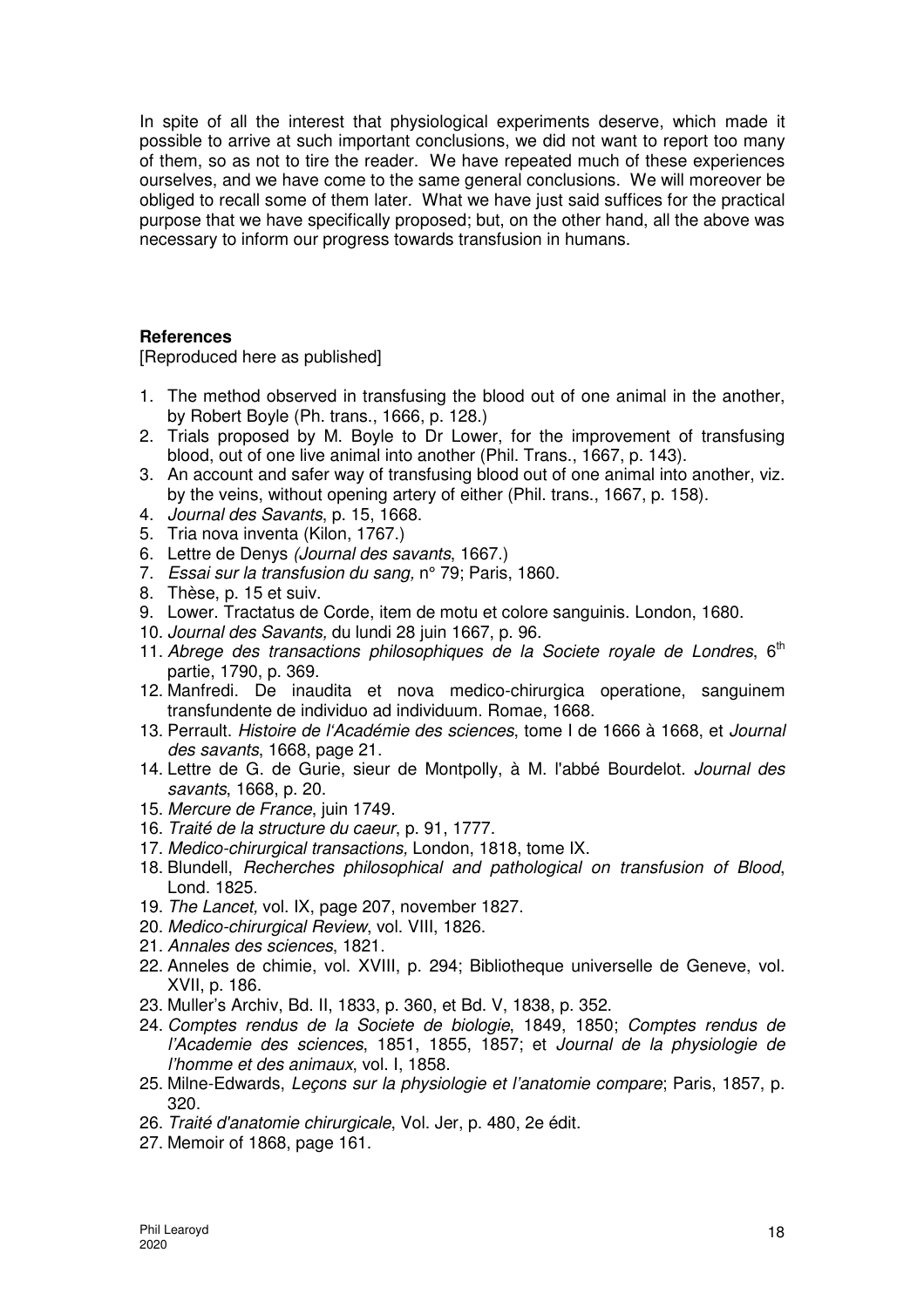In spite of all the interest that physiological experiments deserve, which made it possible to arrive at such important conclusions, we did not want to report too many of them, so as not to tire the reader. We have repeated much of these experiences ourselves, and we have come to the same general conclusions. We will moreover be obliged to recall some of them later. What we have just said suffices for the practical purpose that we have specifically proposed; but, on the other hand, all the above was necessary to inform our progress towards transfusion in humans.

**References**

[Reproduced here as published]

1. The method observed in transfusing the blood out of one animal in the another, by Robert Boyle (Ph. trans., 1666, p. 128.)
2. Trials proposed by M. Boyle to Dr Lower, for the improvement of transfusing blood, out of one live animal into another (Phil. Trans., 1667, p. 143).
3. An account and safer way of transfusing blood out of one animal into another, viz. by the veins, without opening artery of either (Phil. trans., 1667, p. 158).
4. *Journal des Savants*, p. 15, 1668.
5. Tria nova inventa (Kilon, 1767.)
6. Lettre de Denys *(Journal des savants*, 1667.)
7. *Essai sur la transfusion du sang,* n° 79; Paris, 1860.
8. Thèse, p. 15 et suiv.
9. Lower. Tractatus de Corde, item de motu et colore sanguinis. London, 1680.
10. *Journal des Savants,* du lundi 28 juin 1667, p. 96.
11. *Abrege des transactions philosophiques de la Societe royale de Londres*, 6th partie, 1790, p. 369.
12. Manfredi. De inaudita et nova medico-chirurgica operatione, sanguinem transfundente de individuo ad individuum. Romae, 1668.
13. Perrault. *Histoire de l'Académie des sciences*, tome I de 1666 à 1668, et *Journal des savants*, 1668, page 21.
14. Lettre de G. de Gurie, sieur de Montpolly, à M. l'abbé Bourdelot. *Journal des savants*, 1668, p. 20.
15. *Mercure de France*, juin 1749.
16. *Traité de la structure du caeur*, p. 91, 1777.
17. *Medico-chirurgical transactions,* London, 1818, tome IX.
18. Blundell, *Recherches philosophical and pathological on transfusion of Blood*, Lond. 1825.
19. *The Lancet,* vol. IX, page 207, november 1827.
20. *Medico-chirurgical Review*, vol. VIII, 1826.
21. *Annales des sciences*, 1821.
22. Anneles de chimie, vol. XVIII, p. 294; Bibliotheque universelle de Geneve, vol. XVII, p. 186.
23. Muller's Archiv, Bd. II, 1833, p. 360, et Bd. V, 1838, p. 352.
24. *Comptes rendus de la Societe de biologie*, 1849, 1850; *Comptes rendus de l'Academie des sciences*, 1851, 1855, 1857; et *Journal de la physiologie de l'homme et des animaux*, vol. I, 1858.
25. Milne-Edwards, *Leçons sur la physiologie et l'anatomie compare*; Paris, 1857, p. 320.
26. *Traité d'anatomie chirurgicale*, Vol. Jer, p. 480, 2e édit.
27. Memoir of 1868, page 161.